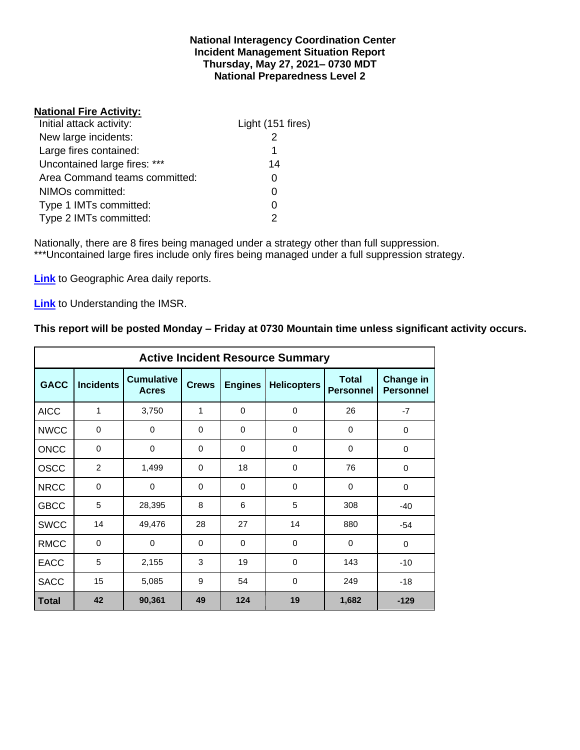**National Interagency Coordination Center**
**Incident Management Situation Report**
**Thursday, May 27, 2021– 0730 MDT**
**National Preparedness Level 2**

**National Fire Activity:**

| | |
|---|---|
| Initial attack activity: | Light (151 fires) |
| New large incidents: | 2 |
| Large fires contained: | 1 |
| Uncontained large fires: *** | 14 |
| Area Command teams committed: | 0 |
| NIMOs committed: | 0 |
| Type 1 IMTs committed: | 0 |
| Type 2 IMTs committed: | 2 |

Nationally, there are 8 fires being managed under a strategy other than full suppression.
***Uncontained large fires include only fires being managed under a full suppression strategy.

**Link** to Geographic Area daily reports.

**Link** to Understanding the IMSR.

**This report will be posted Monday – Friday at 0730 Mountain time unless significant activity occurs.**

| Active Incident Resource Summary | | | | | | | |
|---|---|---|---|---|---|---|---|
| **GACC** | **Incidents** | **Cumulative Acres** | **Crews** | **Engines** | **Helicopters** | **Total Personnel** | **Change in Personnel** |
| AICC | 1 | 3,750 | 1 | 0 | 0 | 26 | -7 |
| NWCC | 0 | 0 | 0 | 0 | 0 | 0 | 0 |
| ONCC | 0 | 0 | 0 | 0 | 0 | 0 | 0 |
| OSCC | 2 | 1,499 | 0 | 18 | 0 | 76 | 0 |
| NRCC | 0 | 0 | 0 | 0 | 0 | 0 | 0 |
| GBCC | 5 | 28,395 | 8 | 6 | 5 | 308 | -40 |
| SWCC | 14 | 49,476 | 28 | 27 | 14 | 880 | -54 |
| RMCC | 0 | 0 | 0 | 0 | 0 | 0 | 0 |
| EACC | 5 | 2,155 | 3 | 19 | 0 | 143 | -10 |
| SACC | 15 | 5,085 | 9 | 54 | 0 | 249 | -18 |
| **Total** | **42** | **90,361** | **49** | **124** | **19** | **1,682** | **-129** |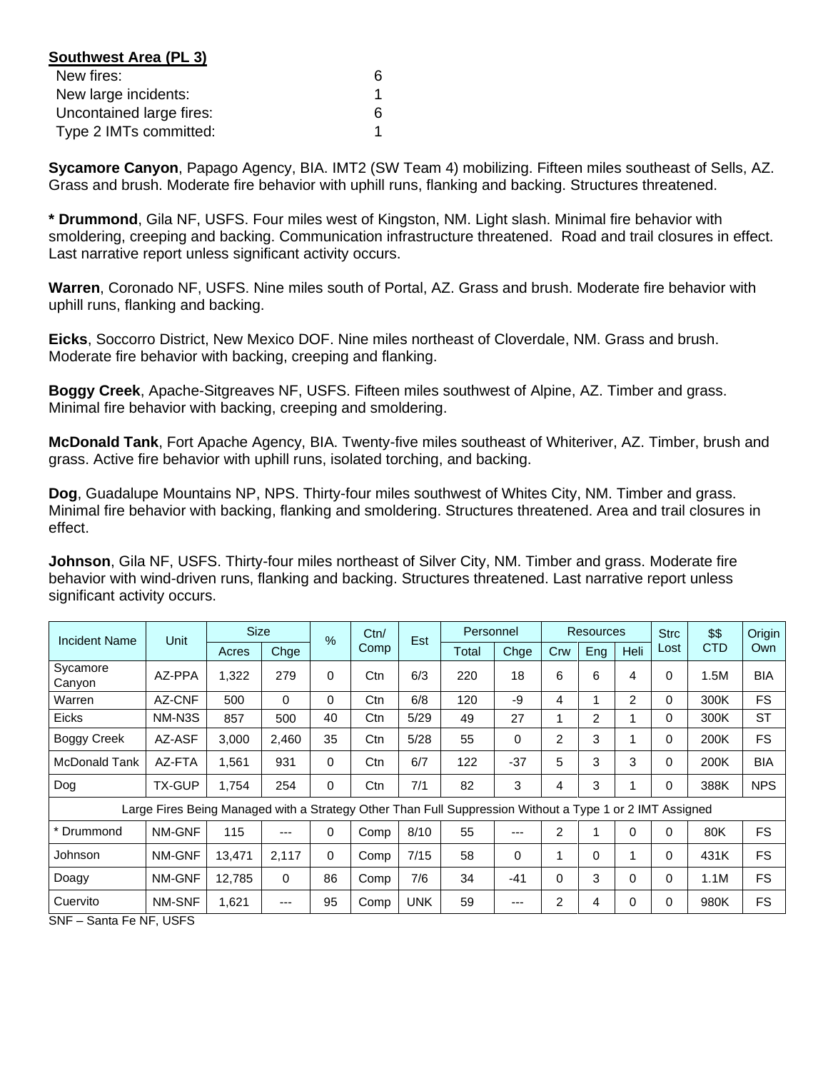**Southwest Area (PL 3)**

| | |
|---|---|
| New fires: | 6 |
| New large incidents: | 1 |
| Uncontained large fires: | 6 |
| Type 2 IMTs committed: | 1 |

**Sycamore Canyon**, Papago Agency, BIA. IMT2 (SW Team 4) mobilizing. Fifteen miles southeast of Sells, AZ. Grass and brush. Moderate fire behavior with uphill runs, flanking and backing. Structures threatened.

**\* Drummond**, Gila NF, USFS. Four miles west of Kingston, NM. Light slash. Minimal fire behavior with smoldering, creeping and backing. Communication infrastructure threatened. Road and trail closures in effect. Last narrative report unless significant activity occurs.

**Warren**, Coronado NF, USFS. Nine miles south of Portal, AZ. Grass and brush. Moderate fire behavior with uphill runs, flanking and backing.

**Eicks**, Soccorro District, New Mexico DOF. Nine miles northeast of Cloverdale, NM. Grass and brush. Moderate fire behavior with backing, creeping and flanking.

**Boggy Creek**, Apache-Sitgreaves NF, USFS. Fifteen miles southwest of Alpine, AZ. Timber and grass. Minimal fire behavior with backing, creeping and smoldering.

**McDonald Tank**, Fort Apache Agency, BIA. Twenty-five miles southeast of Whiteriver, AZ. Timber, brush and grass. Active fire behavior with uphill runs, isolated torching, and backing.

**Dog**, Guadalupe Mountains NP, NPS. Thirty-four miles southwest of Whites City, NM. Timber and grass. Minimal fire behavior with backing, flanking and smoldering. Structures threatened. Area and trail closures in effect.

**Johnson**, Gila NF, USFS. Thirty-four miles northeast of Silver City, NM. Timber and grass. Moderate fire behavior with wind-driven runs, flanking and backing. Structures threatened. Last narrative report unless significant activity occurs.

| Incident Name | Unit | Size | | % | Ctn/ Comp | Est | Personnel | | Resources | | | Strc Lost | $$ CTD | Origin Own |
|---|---|---|---|---|---|---|---|---|---|---|---|---|---|---|
| | | Acres | Chge | | | | Total | Chge | Crw | Eng | Heli | | | |
| Sycamore Canyon | AZ-PPA | 1,322 | 279 | 0 | Ctn | 6/3 | 220 | 18 | 6 | 6 | 4 | 0 | 1.5M | BIA |
| Warren | AZ-CNF | 500 | 0 | 0 | Ctn | 6/8 | 120 | -9 | 4 | 1 | 2 | 0 | 300K | FS |
| Eicks | NM-N3S | 857 | 500 | 40 | Ctn | 5/29 | 49 | 27 | 1 | 2 | 1 | 0 | 300K | ST |
| Boggy Creek | AZ-ASF | 3,000 | 2,460 | 35 | Ctn | 5/28 | 55 | 0 | 2 | 3 | 1 | 0 | 200K | FS |
| McDonald Tank | AZ-FTA | 1,561 | 931 | 0 | Ctn | 6/7 | 122 | -37 | 5 | 3 | 3 | 0 | 200K | BIA |
| Dog | TX-GUP | 1,754 | 254 | 0 | Ctn | 7/1 | 82 | 3 | 4 | 3 | 1 | 0 | 388K | NPS |
| Large Fires Being Managed with a Strategy Other Than Full Suppression Without a Type 1 or 2 IMT Assigned | | | | | | | | | | | | | | |
| * Drummond | NM-GNF | 115 | --- | 0 | Comp | 8/10 | 55 | --- | 2 | 1 | 0 | 0 | 80K | FS |
| Johnson | NM-GNF | 13,471 | 2,117 | 0 | Comp | 7/15 | 58 | 0 | 1 | 0 | 1 | 0 | 431K | FS |
| Doagy | NM-GNF | 12,785 | 0 | 86 | Comp | 7/6 | 34 | -41 | 0 | 3 | 0 | 0 | 1.1M | FS |
| Cuervito | NM-SNF | 1,621 | --- | 95 | Comp | UNK | 59 | --- | 2 | 4 | 0 | 0 | 980K | FS |

SNF – Santa Fe NF, USFS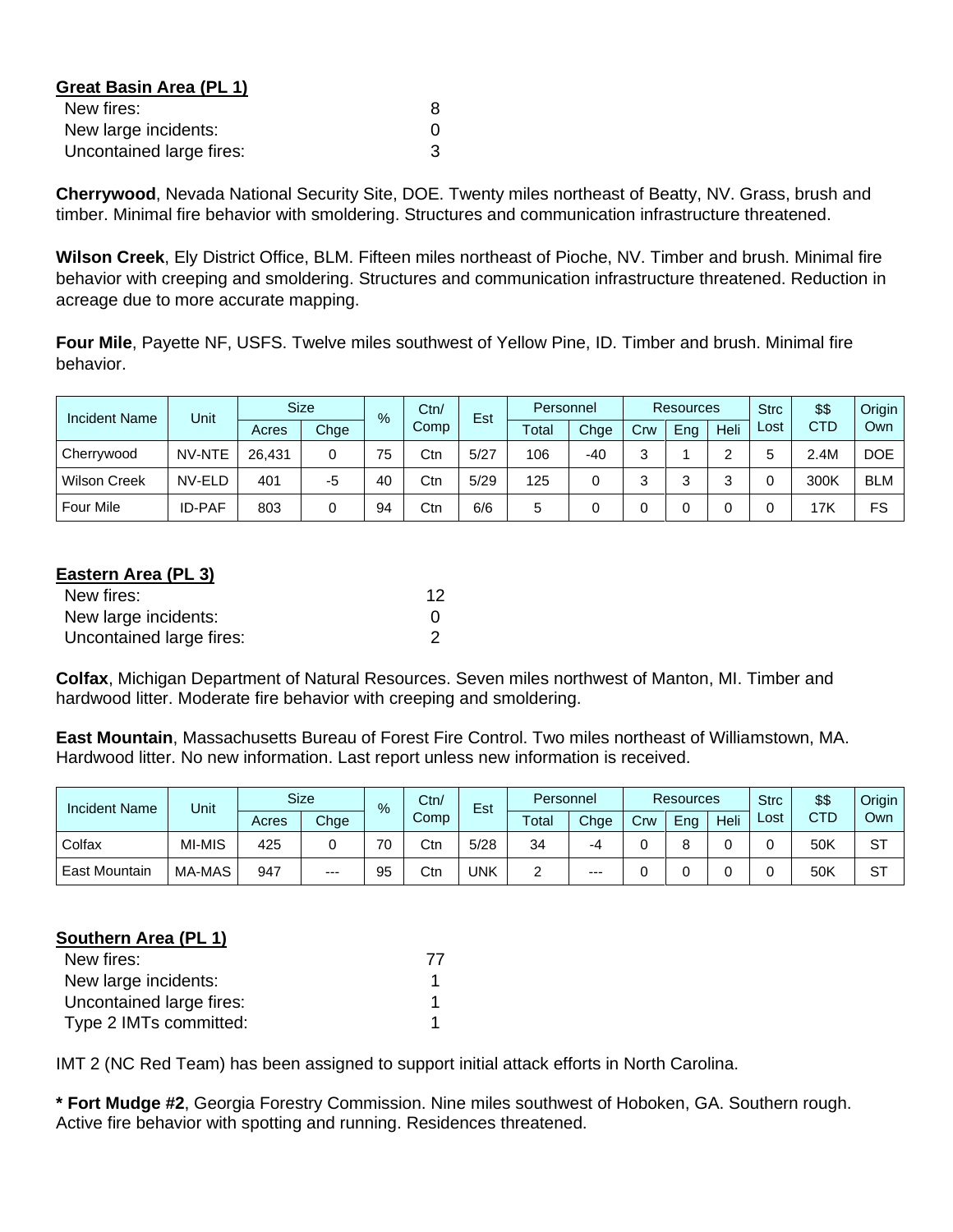**Great Basin Area (PL 1)**

| | |
|---|---|
| New fires: | 8 |
| New large incidents: | 0 |
| Uncontained large fires: | 3 |

**Cherrywood**, Nevada National Security Site, DOE. Twenty miles northeast of Beatty, NV. Grass, brush and timber. Minimal fire behavior with smoldering. Structures and communication infrastructure threatened.

**Wilson Creek**, Ely District Office, BLM. Fifteen miles northeast of Pioche, NV. Timber and brush. Minimal fire behavior with creeping and smoldering. Structures and communication infrastructure threatened. Reduction in acreage due to more accurate mapping.

**Four Mile**, Payette NF, USFS. Twelve miles southwest of Yellow Pine, ID. Timber and brush. Minimal fire behavior.

| Incident Name | Unit | Size | | % | Ctn/ Comp | Est | Personnel | | Resources | | | Strc Lost | $$ CTD | Origin Own |
|---|---|---|---|---|---|---|---|---|---|---|---|---|---|---|
| | | Acres | Chge | | | | Total | Chge | Crw | Eng | Heli | | | |
| Cherrywood | NV-NTE | 26,431 | 0 | 75 | Ctn | 5/27 | 106 | -40 | 3 | 1 | 2 | 5 | 2.4M | DOE |
| Wilson Creek | NV-ELD | 401 | -5 | 40 | Ctn | 5/29 | 125 | 0 | 3 | 3 | 3 | 0 | 300K | BLM |
| Four Mile | ID-PAF | 803 | 0 | 94 | Ctn | 6/6 | 5 | 0 | 0 | 0 | 0 | 0 | 17K | FS |

**Eastern Area (PL 3)**

| | |
|---|---|
| New fires: | 12 |
| New large incidents: | 0 |
| Uncontained large fires: | 2 |

**Colfax**, Michigan Department of Natural Resources. Seven miles northwest of Manton, MI. Timber and hardwood litter. Moderate fire behavior with creeping and smoldering.

**East Mountain**, Massachusetts Bureau of Forest Fire Control. Two miles northeast of Williamstown, MA. Hardwood litter. No new information. Last report unless new information is received.

| Incident Name | Unit | Size | | % | Ctn/ Comp | Est | Personnel | | Resources | | | Strc Lost | $$ CTD | Origin Own |
|---|---|---|---|---|---|---|---|---|---|---|---|---|---|---|
| | | Acres | Chge | | | | Total | Chge | Crw | Eng | Heli | | | |
| Colfax | MI-MIS | 425 | 0 | 70 | Ctn | 5/28 | 34 | -4 | 0 | 8 | 0 | 0 | 50K | ST |
| East Mountain | MA-MAS | 947 | --- | 95 | Ctn | UNK | 2 | --- | 0 | 0 | 0 | 0 | 50K | ST |

**Southern Area (PL 1)**

| | |
|---|---|
| New fires: | 77 |
| New large incidents: | 1 |
| Uncontained large fires: | 1 |
| Type 2 IMTs committed: | 1 |

IMT 2 (NC Red Team) has been assigned to support initial attack efforts in North Carolina.

**\* Fort Mudge #2**, Georgia Forestry Commission. Nine miles southwest of Hoboken, GA. Southern rough. Active fire behavior with spotting and running. Residences threatened.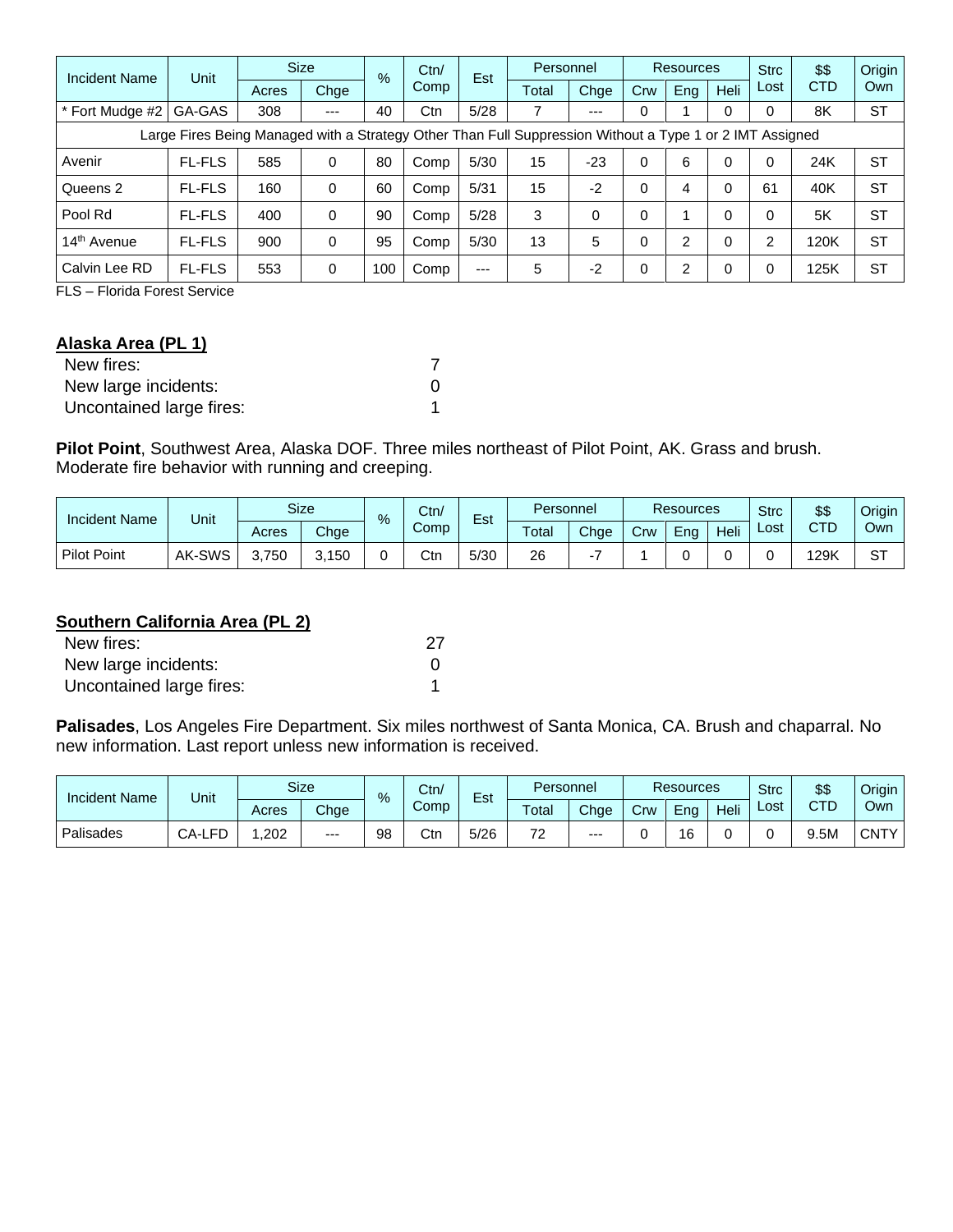| Incident Name | Unit | Size | | % | Ctn/ Comp | Est | Personnel | | Resources | | | Strc Lost | $$ CTD | Origin Own |
|---|---|---|---|---|---|---|---|---|---|---|---|---|---|---|
| | | Acres | Chge | | | | Total | Chge | Crw | Eng | Heli | | | |
| * Fort Mudge #2 | GA-GAS | 308 | --- | 40 | Ctn | 5/28 | 7 | --- | 0 | 1 | 0 | 0 | 8K | ST |
| Large Fires Being Managed with a Strategy Other Than Full Suppression Without a Type 1 or 2 IMT Assigned | | | | | | | | | | | | | | |
| Avenir | FL-FLS | 585 | 0 | 80 | Comp | 5/30 | 15 | -23 | 0 | 6 | 0 | 0 | 24K | ST |
| Queens 2 | FL-FLS | 160 | 0 | 60 | Comp | 5/31 | 15 | -2 | 0 | 4 | 0 | 61 | 40K | ST |
| Pool Rd | FL-FLS | 400 | 0 | 90 | Comp | 5/28 | 3 | 0 | 0 | 1 | 0 | 0 | 5K | ST |
| 14th Avenue | FL-FLS | 900 | 0 | 95 | Comp | 5/30 | 13 | 5 | 0 | 2 | 0 | 2 | 120K | ST |
| Calvin Lee RD | FL-FLS | 553 | 0 | 100 | Comp | --- | 5 | -2 | 0 | 2 | 0 | 0 | 125K | ST |

FLS – Florida Forest Service

## Alaska Area (PL 1)

New fires: 7
New large incidents: 0
Uncontained large fires: 1

**Pilot Point**, Southwest Area, Alaska DOF. Three miles northeast of Pilot Point, AK. Grass and brush. Moderate fire behavior with running and creeping.

| Incident Name | Unit | Size | | % | Ctn/ Comp | Est | Personnel | | Resources | | | Strc Lost | $$ CTD | Origin Own |
|---|---|---|---|---|---|---|---|---|---|---|---|---|---|---|
| | | Acres | Chge | | | | Total | Chge | Crw | Eng | Heli | | | |
| Pilot Point | AK-SWS | 3,750 | 3,150 | 0 | Ctn | 5/30 | 26 | -7 | 1 | 0 | 0 | 0 | 129K | ST |

## Southern California Area (PL 2)

New fires: 27
New large incidents: 0
Uncontained large fires: 1

**Palisades**, Los Angeles Fire Department. Six miles northwest of Santa Monica, CA. Brush and chaparral. No new information. Last report unless new information is received.

| Incident Name | Unit | Size | | % | Ctn/ Comp | Est | Personnel | | Resources | | | Strc Lost | $$ CTD | Origin Own |
|---|---|---|---|---|---|---|---|---|---|---|---|---|---|---|
| | | Acres | Chge | | | | Total | Chge | Crw | Eng | Heli | | | |
| Palisades | CA-LFD | 1,202 | --- | 98 | Ctn | 5/26 | 72 | --- | 0 | 16 | 0 | 0 | 9.5M | CNTY |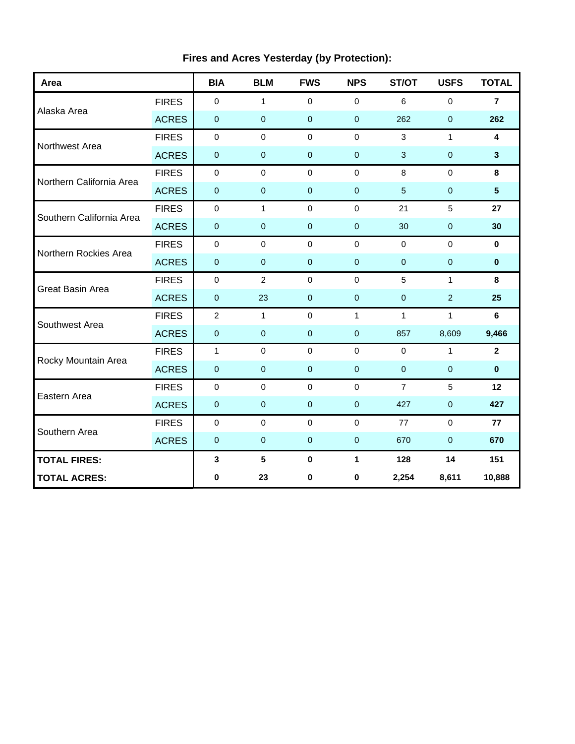## Fires and Acres Yesterday (by Protection):

| Area | | BIA | BLM | FWS | NPS | ST/OT | USFS | TOTAL |
|---|---|---|---|---|---|---|---|---|
| Alaska Area | FIRES | 0 | 1 | 0 | 0 | 6 | 0 | **7** |
| | ACRES | 0 | 0 | 0 | 0 | 262 | 0 | **262** |
| Northwest Area | FIRES | 0 | 0 | 0 | 0 | 3 | 1 | **4** |
| | ACRES | 0 | 0 | 0 | 0 | 3 | 0 | **3** |
| Northern California Area | FIRES | 0 | 0 | 0 | 0 | 8 | 0 | **8** |
| | ACRES | 0 | 0 | 0 | 0 | 5 | 0 | **5** |
| Southern California Area | FIRES | 0 | 1 | 0 | 0 | 21 | 5 | **27** |
| | ACRES | 0 | 0 | 0 | 0 | 30 | 0 | **30** |
| Northern Rockies Area | FIRES | 0 | 0 | 0 | 0 | 0 | 0 | **0** |
| | ACRES | 0 | 0 | 0 | 0 | 0 | 0 | **0** |
| Great Basin Area | FIRES | 0 | 2 | 0 | 0 | 5 | 1 | **8** |
| | ACRES | 0 | 23 | 0 | 0 | 0 | 2 | **25** |
| Southwest Area | FIRES | 2 | 1 | 0 | 1 | 1 | 1 | **6** |
| | ACRES | 0 | 0 | 0 | 0 | 857 | 8,609 | **9,466** |
| Rocky Mountain Area | FIRES | 1 | 0 | 0 | 0 | 0 | 1 | **2** |
| | ACRES | 0 | 0 | 0 | 0 | 0 | 0 | **0** |
| Eastern Area | FIRES | 0 | 0 | 0 | 0 | 7 | 5 | **12** |
| | ACRES | 0 | 0 | 0 | 0 | 427 | 0 | **427** |
| Southern Area | FIRES | 0 | 0 | 0 | 0 | 77 | 0 | **77** |
| | ACRES | 0 | 0 | 0 | 0 | 670 | 0 | **670** |
| **TOTAL FIRES:** | | **3** | **5** | **0** | **1** | **128** | **14** | **151** |
| **TOTAL ACRES:** | | **0** | **23** | **0** | **0** | **2,254** | **8,611** | **10,888** |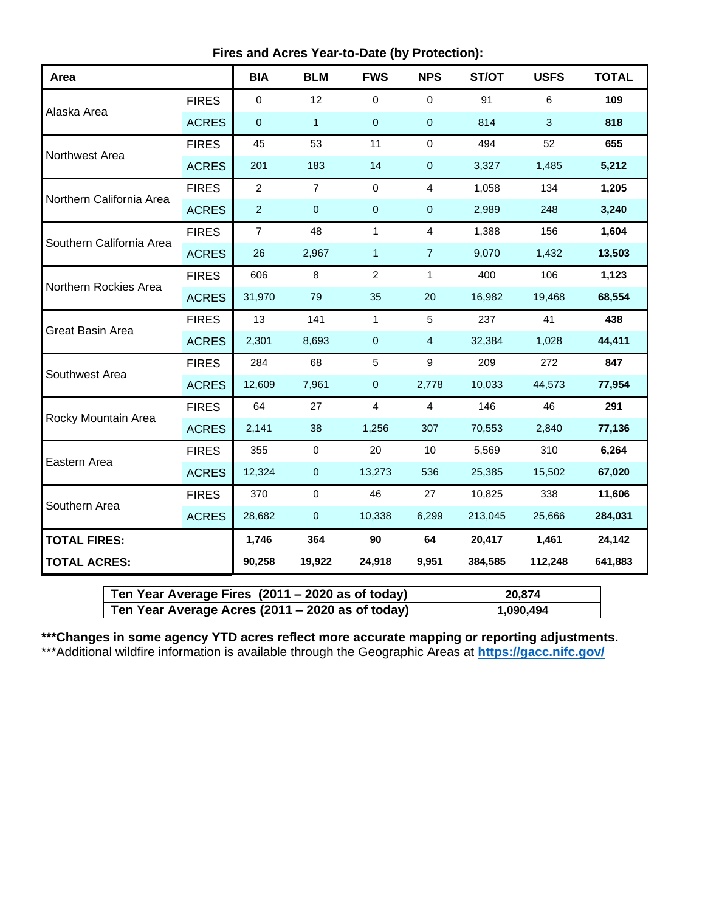**Fires and Acres Year-to-Date (by Protection):**

| Area | | BIA | BLM | FWS | NPS | ST/OT | USFS | TOTAL |
|---|---|---|---|---|---|---|---|---|
| Alaska Area | FIRES | 0 | 12 | 0 | 0 | 91 | 6 | **109** |
| | ACRES | 0 | 1 | 0 | 0 | 814 | 3 | **818** |
| Northwest Area | FIRES | 45 | 53 | 11 | 0 | 494 | 52 | **655** |
| | ACRES | 201 | 183 | 14 | 0 | 3,327 | 1,485 | **5,212** |
| Northern California Area | FIRES | 2 | 7 | 0 | 4 | 1,058 | 134 | **1,205** |
| | ACRES | 2 | 0 | 0 | 0 | 2,989 | 248 | **3,240** |
| Southern California Area | FIRES | 7 | 48 | 1 | 4 | 1,388 | 156 | **1,604** |
| | ACRES | 26 | 2,967 | 1 | 7 | 9,070 | 1,432 | **13,503** |
| Northern Rockies Area | FIRES | 606 | 8 | 2 | 1 | 400 | 106 | **1,123** |
| | ACRES | 31,970 | 79 | 35 | 20 | 16,982 | 19,468 | **68,554** |
| Great Basin Area | FIRES | 13 | 141 | 1 | 5 | 237 | 41 | **438** |
| | ACRES | 2,301 | 8,693 | 0 | 4 | 32,384 | 1,028 | **44,411** |
| Southwest Area | FIRES | 284 | 68 | 5 | 9 | 209 | 272 | **847** |
| | ACRES | 12,609 | 7,961 | 0 | 2,778 | 10,033 | 44,573 | **77,954** |
| Rocky Mountain Area | FIRES | 64 | 27 | 4 | 4 | 146 | 46 | **291** |
| | ACRES | 2,141 | 38 | 1,256 | 307 | 70,553 | 2,840 | **77,136** |
| Eastern Area | FIRES | 355 | 0 | 20 | 10 | 5,569 | 310 | **6,264** |
| | ACRES | 12,324 | 0 | 13,273 | 536 | 25,385 | 15,502 | **67,020** |
| Southern Area | FIRES | 370 | 0 | 46 | 27 | 10,825 | 338 | **11,606** |
| | ACRES | 28,682 | 0 | 10,338 | 6,299 | 213,045 | 25,666 | **284,031** |
| **TOTAL FIRES:** | | **1,746** | **364** | **90** | **64** | **20,417** | **1,461** | **24,142** |
| **TOTAL ACRES:** | | **90,258** | **19,922** | **24,918** | **9,951** | **384,585** | **112,248** | **641,883** |

| | |
|---|---|
| **Ten Year Average Fires (2011 – 2020 as of today)** | **20,874** |
| **Ten Year Average Acres (2011 – 2020 as of today)** | **1,090,494** |

**\*\*\*Changes in some agency YTD acres reflect more accurate mapping or reporting adjustments.**

***Additional wildfire information is available through the Geographic Areas at **https://gacc.nifc.gov/**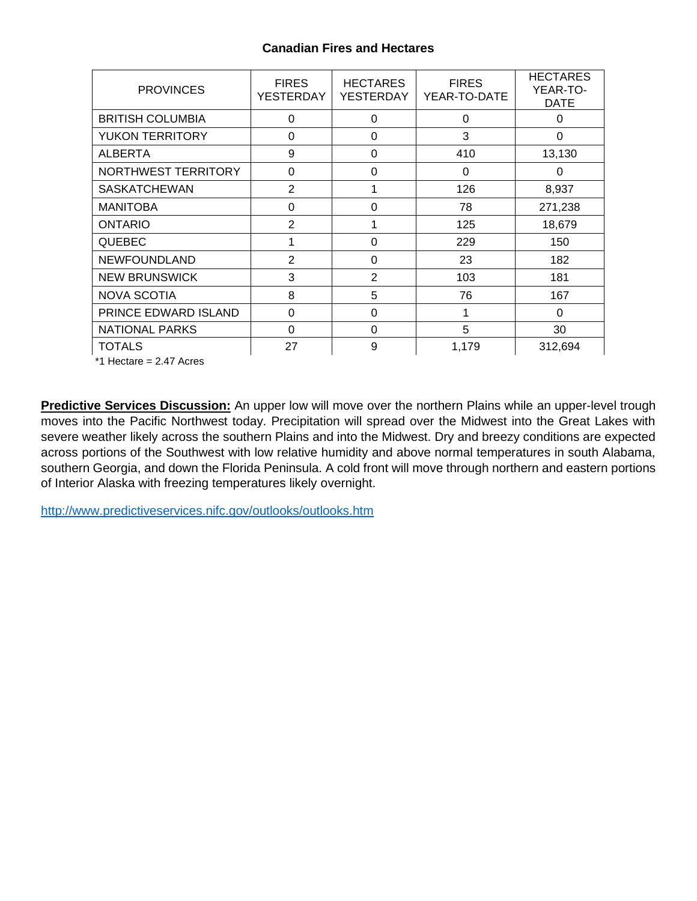## Canadian Fires and Hectares

| PROVINCES | FIRES YESTERDAY | HECTARES YESTERDAY | FIRES YEAR-TO-DATE | HECTARES YEAR-TO-DATE |
|---|---|---|---|---|
| BRITISH COLUMBIA | 0 | 0 | 0 | 0 |
| YUKON TERRITORY | 0 | 0 | 3 | 0 |
| ALBERTA | 9 | 0 | 410 | 13,130 |
| NORTHWEST TERRITORY | 0 | 0 | 0 | 0 |
| SASKATCHEWAN | 2 | 1 | 126 | 8,937 |
| MANITOBA | 0 | 0 | 78 | 271,238 |
| ONTARIO | 2 | 1 | 125 | 18,679 |
| QUEBEC | 1 | 0 | 229 | 150 |
| NEWFOUNDLAND | 2 | 0 | 23 | 182 |
| NEW BRUNSWICK | 3 | 2 | 103 | 181 |
| NOVA SCOTIA | 8 | 5 | 76 | 167 |
| PRINCE EDWARD ISLAND | 0 | 0 | 1 | 0 |
| NATIONAL PARKS | 0 | 0 | 5 | 30 |
| TOTALS | 27 | 9 | 1,179 | 312,694 |

*1 Hectare = 2.47 Acres

**Predictive Services Discussion:** An upper low will move over the northern Plains while an upper-level trough moves into the Pacific Northwest today. Precipitation will spread over the Midwest into the Great Lakes with severe weather likely across the southern Plains and into the Midwest. Dry and breezy conditions are expected across portions of the Southwest with low relative humidity and above normal temperatures in south Alabama, southern Georgia, and down the Florida Peninsula. A cold front will move through northern and eastern portions of Interior Alaska with freezing temperatures likely overnight.

http://www.predictiveservices.nifc.gov/outlooks/outlooks.htm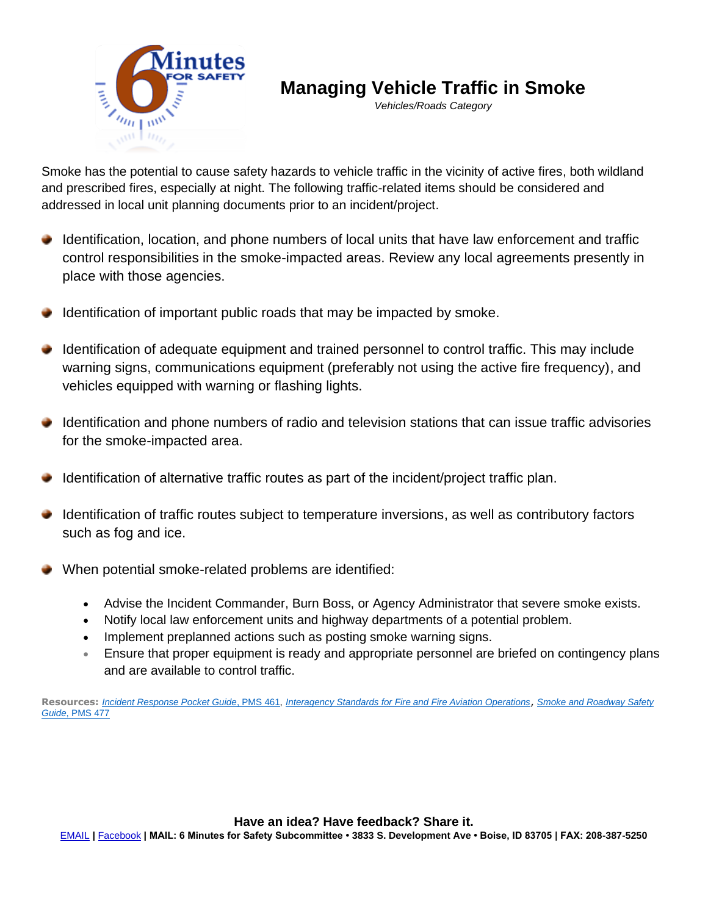# Managing Vehicle Traffic in Smoke

*Vehicles/Roads Category*

Smoke has the potential to cause safety hazards to vehicle traffic in the vicinity of active fires, both wildland and prescribed fires, especially at night. The following traffic-related items should be considered and addressed in local unit planning documents prior to an incident/project.

- Identification, location, and phone numbers of local units that have law enforcement and traffic control responsibilities in the smoke-impacted areas. Review any local agreements presently in place with those agencies.
- Identification of important public roads that may be impacted by smoke.
- Identification of adequate equipment and trained personnel to control traffic. This may include warning signs, communications equipment (preferably not using the active fire frequency), and vehicles equipped with warning or flashing lights.
- Identification and phone numbers of radio and television stations that can issue traffic advisories for the smoke-impacted area.
- Identification of alternative traffic routes as part of the incident/project traffic plan.
- Identification of traffic routes subject to temperature inversions, as well as contributory factors such as fog and ice.
- When potential smoke-related problems are identified:
    - Advise the Incident Commander, Burn Boss, or Agency Administrator that severe smoke exists.
    - Notify local law enforcement units and highway departments of a potential problem.
    - Implement preplanned actions such as posting smoke warning signs.
    - Ensure that proper equipment is ready and appropriate personnel are briefed on contingency plans and are available to control traffic.

**Resources:** *Incident Response Pocket Guide*, PMS 461, *Interagency Standards for Fire and Fire Aviation Operations*, *Smoke and Roadway Safety Guide*, PMS 477

**Have an idea? Have feedback? Share it.**

EMAIL | Facebook | **MAIL: 6 Minutes for Safety Subcommittee • 3833 S. Development Ave • Boise, ID 83705 | FAX: 208-387-5250**